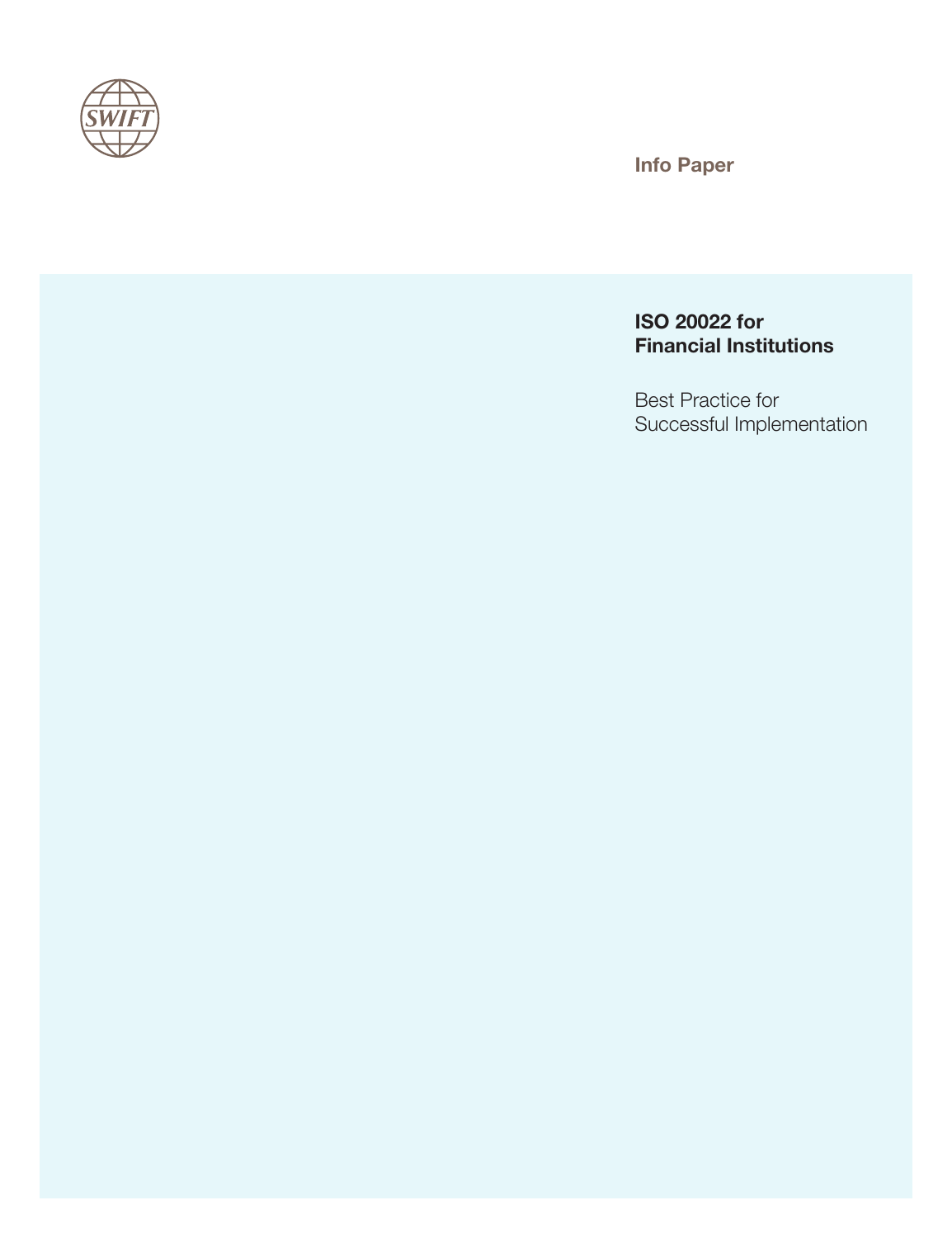SWIFT

Info Paper

# ISO 20022 for Financial Institutions

Best Practice for Successful Implementation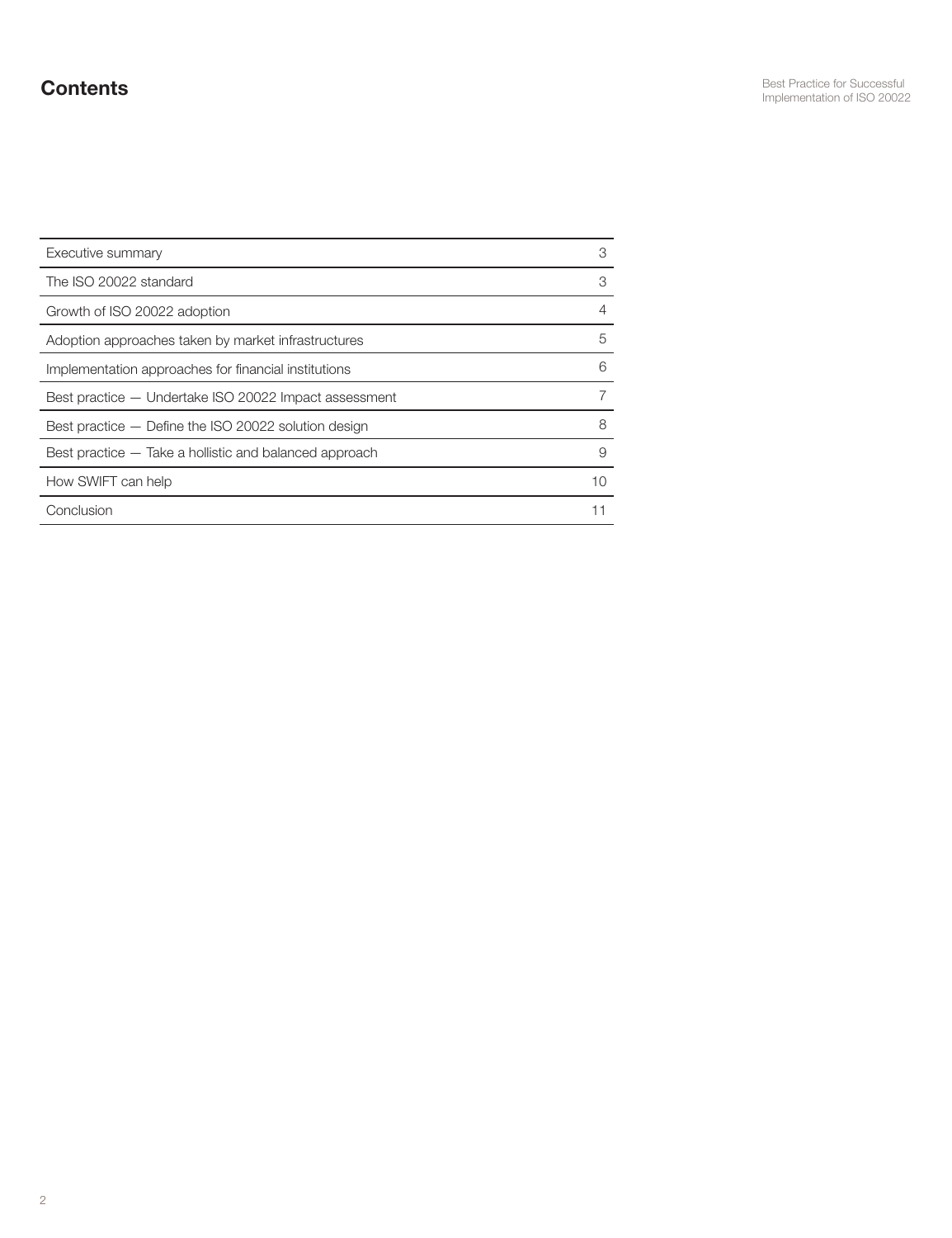# Contents

| | |
|---|---|
| Executive summary | 3 |
| The ISO 20022 standard | 3 |
| Growth of ISO 20022 adoption | 4 |
| Adoption approaches taken by market infrastructures | 5 |
| Implementation approaches for financial institutions | 6 |
| Best practice — Undertake ISO 20022 Impact assessment | 7 |
| Best practice — Define the ISO 20022 solution design | 8 |
| Best practice — Take a hollistic and balanced approach | 9 |
| How SWIFT can help | 10 |
| Conclusion | 11 |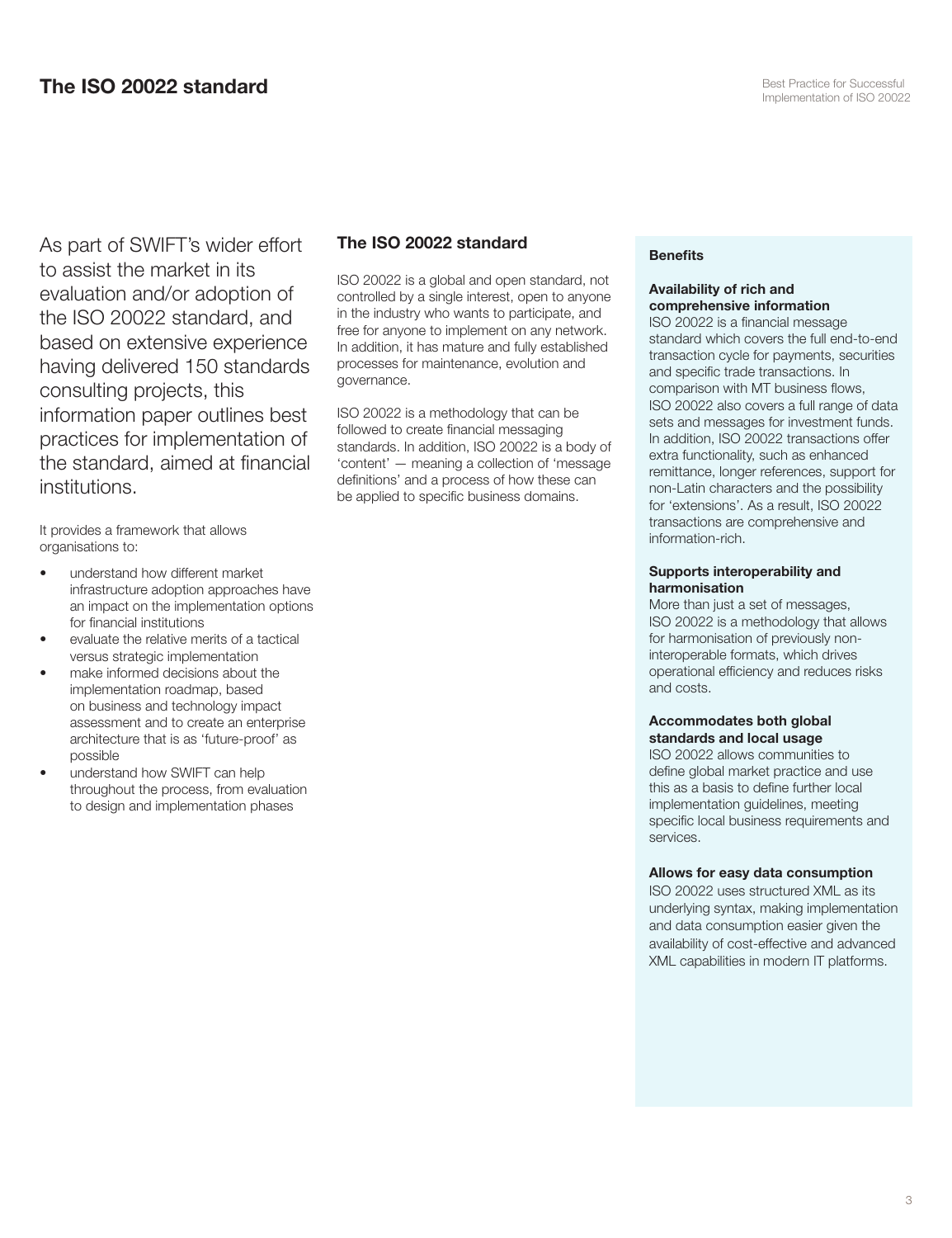# The ISO 20022 standard

As part of SWIFT's wider effort to assist the market in its evaluation and/or adoption of the ISO 20022 standard, and based on extensive experience having delivered 150 standards consulting projects, this information paper outlines best practices for implementation of the standard, aimed at financial institutions.

It provides a framework that allows organisations to:

- understand how different market infrastructure adoption approaches have an impact on the implementation options for financial institutions
- evaluate the relative merits of a tactical versus strategic implementation
- make informed decisions about the implementation roadmap, based on business and technology impact assessment and to create an enterprise architecture that is as 'future-proof' as possible
- understand how SWIFT can help throughout the process, from evaluation to design and implementation phases

## The ISO 20022 standard

ISO 20022 is a global and open standard, not controlled by a single interest, open to anyone in the industry who wants to participate, and free for anyone to implement on any network. In addition, it has mature and fully established processes for maintenance, evolution and governance.

ISO 20022 is a methodology that can be followed to create financial messaging standards. In addition, ISO 20022 is a body of 'content' — meaning a collection of 'message definitions' and a process of how these can be applied to specific business domains.

### Benefits

**Availability of rich and comprehensive information**
ISO 20022 is a financial message standard which covers the full end-to-end transaction cycle for payments, securities and specific trade transactions. In comparison with MT business flows, ISO 20022 also covers a full range of data sets and messages for investment funds. In addition, ISO 20022 transactions offer extra functionality, such as enhanced remittance, longer references, support for non-Latin characters and the possibility for 'extensions'. As a result, ISO 20022 transactions are comprehensive and information-rich.

**Supports interoperability and harmonisation**
More than just a set of messages, ISO 20022 is a methodology that allows for harmonisation of previously non-interoperable formats, which drives operational efficiency and reduces risks and costs.

**Accommodates both global standards and local usage**
ISO 20022 allows communities to define global market practice and use this as a basis to define further local implementation guidelines, meeting specific local business requirements and services.

**Allows for easy data consumption**
ISO 20022 uses structured XML as its underlying syntax, making implementation and data consumption easier given the availability of cost-effective and advanced XML capabilities in modern IT platforms.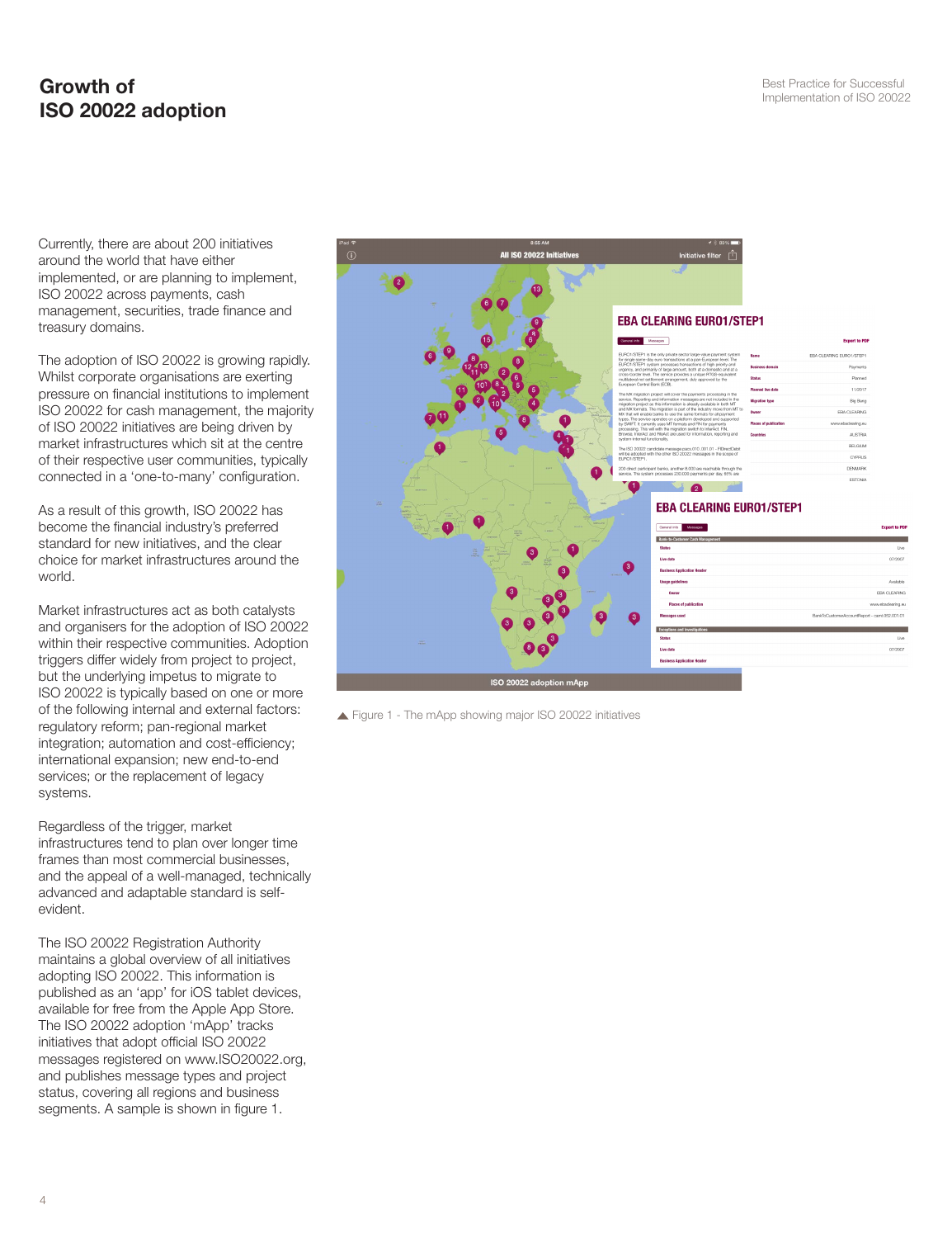# Growth of ISO 20022 adoption

Currently, there are about 200 initiatives around the world that have either implemented, or are planning to implement, ISO 20022 across payments, cash management, securities, trade finance and treasury domains.

The adoption of ISO 20022 is growing rapidly. Whilst corporate organisations are exerting pressure on financial institutions to implement ISO 20022 for cash management, the majority of ISO 20022 initiatives are being driven by market infrastructures which sit at the centre of their respective user communities, typically connected in a 'one-to-many' configuration.

As a result of this growth, ISO 20022 has become the financial industry's preferred standard for new initiatives, and the clear choice for market infrastructures around the world.

Market infrastructures act as both catalysts and organisers for the adoption of ISO 20022 within their respective communities. Adoption triggers differ widely from project to project, but the underlying impetus to migrate to ISO 20022 is typically based on one or more of the following internal and external factors: regulatory reform; pan-regional market integration; automation and cost-efficiency; international expansion; new end-to-end services; or the replacement of legacy systems.

Regardless of the trigger, market infrastructures tend to plan over longer time frames than most commercial businesses, and the appeal of a well-managed, technically advanced and adaptable standard is self-evident.

The ISO 20022 Registration Authority maintains a global overview of all initiatives adopting ISO 20022. This information is published as an 'app' for iOS tablet devices, available for free from the Apple App Store. The ISO 20022 adoption 'mApp' tracks initiatives that adopt official ISO 20022 messages registered on www.ISO20022.org, and publishes message types and project status, covering all regions and business segments. A sample is shown in figure 1.

▲ Figure 1 - The mApp showing major ISO 20022 initiatives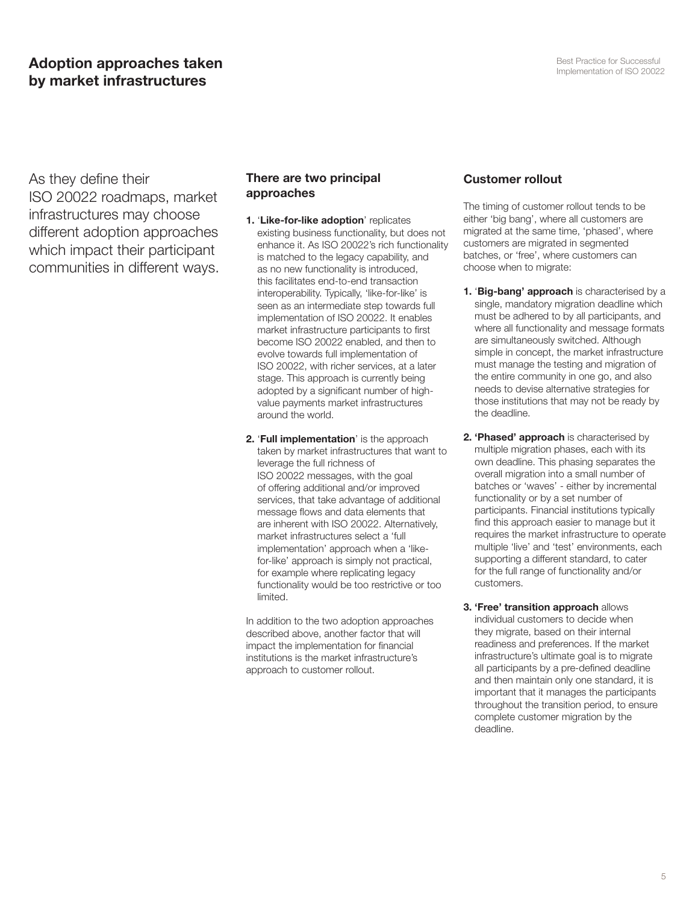## Adoption approaches taken by market infrastructures

As they define their ISO 20022 roadmaps, market infrastructures may choose different adoption approaches which impact their participant communities in different ways.

### There are two principal approaches

1. '**Like-for-like adoption**' replicates existing business functionality, but does not enhance it. As ISO 20022's rich functionality is matched to the legacy capability, and as no new functionality is introduced, this facilitates end-to-end transaction interoperability. Typically, 'like-for-like' is seen as an intermediate step towards full implementation of ISO 20022. It enables market infrastructure participants to first become ISO 20022 enabled, and then to evolve towards full implementation of ISO 20022, with richer services, at a later stage. This approach is currently being adopted by a significant number of high-value payments market infrastructures around the world.
2. '**Full implementation**' is the approach taken by market infrastructures that want to leverage the full richness of ISO 20022 messages, with the goal of offering additional and/or improved services, that take advantage of additional message flows and data elements that are inherent with ISO 20022. Alternatively, market infrastructures select a 'full implementation' approach when a 'like-for-like' approach is simply not practical, for example where replicating legacy functionality would be too restrictive or too limited.

In addition to the two adoption approaches described above, another factor that will impact the implementation for financial institutions is the market infrastructure's approach to customer rollout.

### Customer rollout

The timing of customer rollout tends to be either 'big bang', where all customers are migrated at the same time, 'phased', where customers are migrated in segmented batches, or 'free', where customers can choose when to migrate:

1. '**Big-bang' approach** is characterised by a single, mandatory migration deadline which must be adhered to by all participants, and where all functionality and message formats are simultaneously switched. Although simple in concept, the market infrastructure must manage the testing and migration of the entire community in one go, and also needs to devise alternative strategies for those institutions that may not be ready by the deadline.
2. **'Phased' approach** is characterised by multiple migration phases, each with its own deadline. This phasing separates the overall migration into a small number of batches or 'waves' - either by incremental functionality or by a set number of participants. Financial institutions typically find this approach easier to manage but it requires the market infrastructure to operate multiple 'live' and 'test' environments, each supporting a different standard, to cater for the full range of functionality and/or customers.
3. **'Free' transition approach** allows individual customers to decide when they migrate, based on their internal readiness and preferences. If the market infrastructure's ultimate goal is to migrate all participants by a pre-defined deadline and then maintain only one standard, it is important that it manages the participants throughout the transition period, to ensure complete customer migration by the deadline.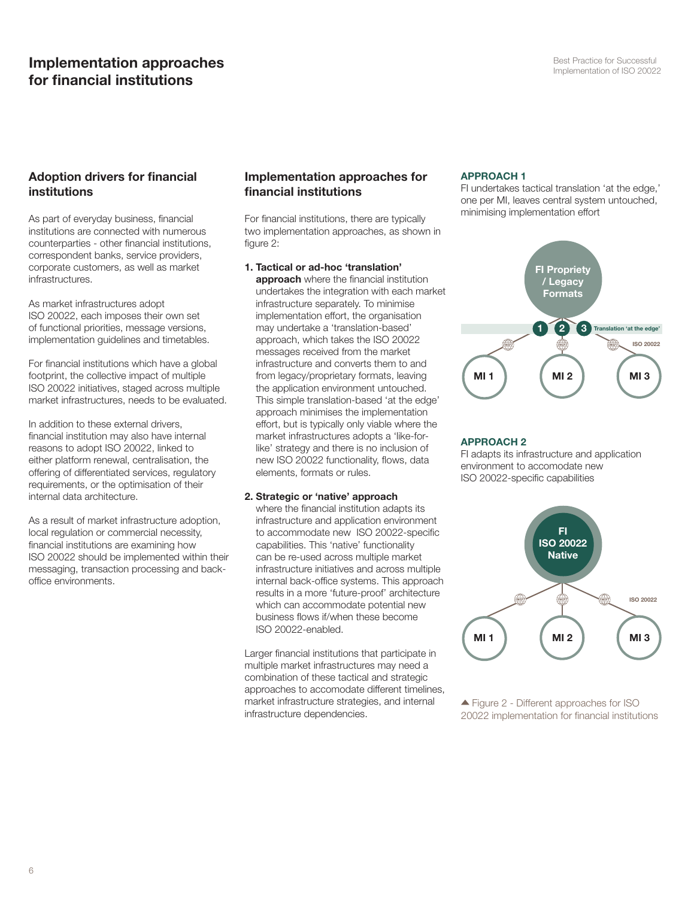# Implementation approaches for financial institutions

## Adoption drivers for financial institutions

As part of everyday business, financial institutions are connected with numerous counterparties - other financial institutions, correspondent banks, service providers, corporate customers, as well as market infrastructures.

As market infrastructures adopt ISO 20022, each imposes their own set of functional priorities, message versions, implementation guidelines and timetables.

For financial institutions which have a global footprint, the collective impact of multiple ISO 20022 initiatives, staged across multiple market infrastructures, needs to be evaluated.

In addition to these external drivers, financial institution may also have internal reasons to adopt ISO 20022, linked to either platform renewal, centralisation, the offering of differentiated services, regulatory requirements, or the optimisation of their internal data architecture.

As a result of market infrastructure adoption, local regulation or commercial necessity, financial institutions are examining how ISO 20022 should be implemented within their messaging, transaction processing and back-office environments.

## Implementation approaches for financial institutions

For financial institutions, there are typically two implementation approaches, as shown in figure 2:

1. **Tactical or ad-hoc 'translation' approach** where the financial institution undertakes the integration with each market infrastructure separately. To minimise implementation effort, the organisation may undertake a 'translation-based' approach, which takes the ISO 20022 messages received from the market infrastructure and converts them to and from legacy/proprietary formats, leaving the application environment untouched. This simple translation-based 'at the edge' approach minimises the implementation effort, but is typically only viable where the market infrastructures adopts a 'like-for-like' strategy and there is no inclusion of new ISO 20022 functionality, flows, data elements, formats or rules.

2. **Strategic or 'native' approach** where the financial institution adapts its infrastructure and application environment to accommodate new ISO 20022-specific capabilities. This 'native' functionality can be re-used across multiple market infrastructure initiatives and across multiple internal back-office systems. This approach results in a more 'future-proof' architecture which can accommodate potential new business flows if/when these become ISO 20022-enabled.

Larger financial institutions that participate in multiple market infrastructures may need a combination of these tactical and strategic approaches to accomodate different timelines, market infrastructure strategies, and internal infrastructure dependencies.

**APPROACH 1**

FI undertakes tactical translation 'at the edge,' one per MI, leaves central system untouched, minimising implementation effort

**APPROACH 2**

FI adapts its infrastructure and application environment to accomodate new ISO 20022-specific capabilities

▲ Figure 2 - Different approaches for ISO 20022 implementation for financial institutions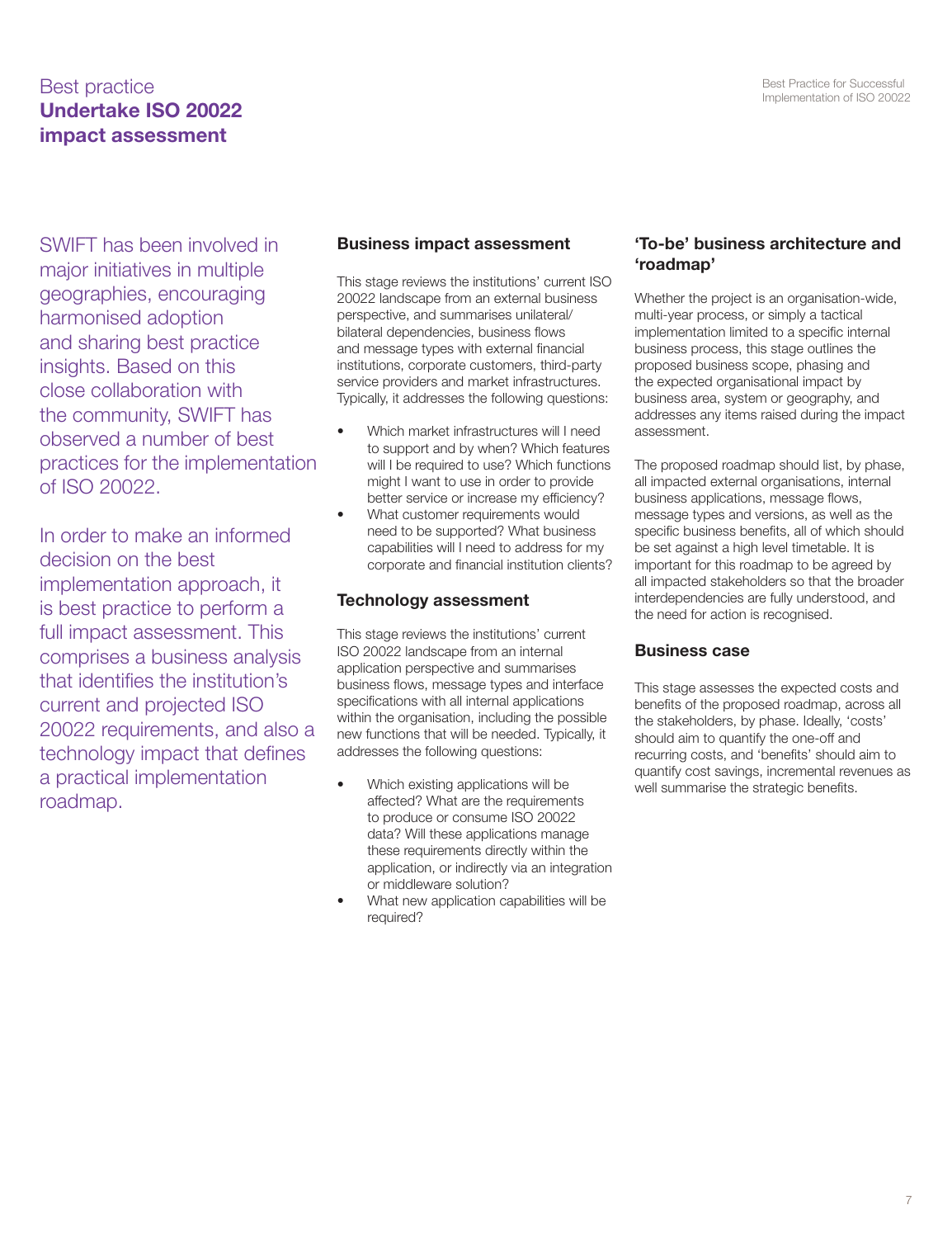# Best practice
## Undertake ISO 20022 impact assessment

SWIFT has been involved in major initiatives in multiple geographies, encouraging harmonised adoption and sharing best practice insights. Based on this close collaboration with the community, SWIFT has observed a number of best practices for the implementation of ISO 20022.

In order to make an informed decision on the best implementation approach, it is best practice to perform a full impact assessment. This comprises a business analysis that identifies the institution's current and projected ISO 20022 requirements, and also a technology impact that defines a practical implementation roadmap.

### Business impact assessment

This stage reviews the institutions' current ISO 20022 landscape from an external business perspective, and summarises unilateral/bilateral dependencies, business flows and message types with external financial institutions, corporate customers, third-party service providers and market infrastructures. Typically, it addresses the following questions:

- Which market infrastructures will I need to support and by when? Which features will I be required to use? Which functions might I want to use in order to provide better service or increase my efficiency?
- What customer requirements would need to be supported? What business capabilities will I need to address for my corporate and financial institution clients?

### Technology assessment

This stage reviews the institutions' current ISO 20022 landscape from an internal application perspective and summarises business flows, message types and interface specifications with all internal applications within the organisation, including the possible new functions that will be needed. Typically, it addresses the following questions:

- Which existing applications will be affected? What are the requirements to produce or consume ISO 20022 data? Will these applications manage these requirements directly within the application, or indirectly via an integration or middleware solution?
- What new application capabilities will be required?

### 'To-be' business architecture and 'roadmap'

Whether the project is an organisation-wide, multi-year process, or simply a tactical implementation limited to a specific internal business process, this stage outlines the proposed business scope, phasing and the expected organisational impact by business area, system or geography, and addresses any items raised during the impact assessment.

The proposed roadmap should list, by phase, all impacted external organisations, internal business applications, message flows, message types and versions, as well as the specific business benefits, all of which should be set against a high level timetable. It is important for this roadmap to be agreed by all impacted stakeholders so that the broader interdependencies are fully understood, and the need for action is recognised.

### Business case

This stage assesses the expected costs and benefits of the proposed roadmap, across all the stakeholders, by phase. Ideally, 'costs' should aim to quantify the one-off and recurring costs, and 'benefits' should aim to quantify cost savings, incremental revenues as well summarise the strategic benefits.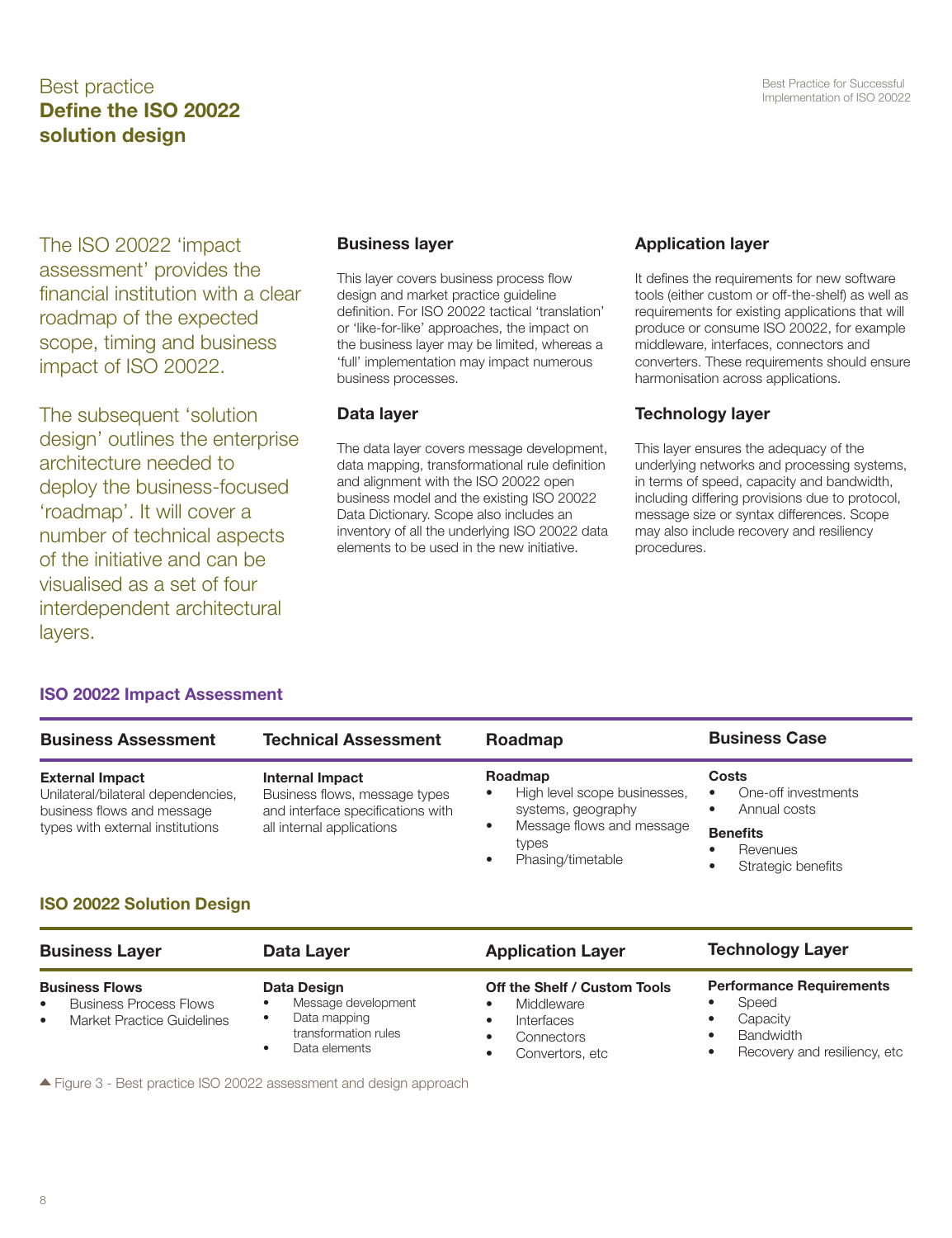Best practice

# Define the ISO 20022 solution design

The ISO 20022 'impact assessment' provides the financial institution with a clear roadmap of the expected scope, timing and business impact of ISO 20022.

The subsequent 'solution design' outlines the enterprise architecture needed to deploy the business-focused 'roadmap'. It will cover a number of technical aspects of the initiative and can be visualised as a set of four interdependent architectural layers.

### Business layer

This layer covers business process flow design and market practice guideline definition. For ISO 20022 tactical 'translation' or 'like-for-like' approaches, the impact on the business layer may be limited, whereas a 'full' implementation may impact numerous business processes.

### Data layer

The data layer covers message development, data mapping, transformational rule definition and alignment with the ISO 20022 open business model and the existing ISO 20022 Data Dictionary. Scope also includes an inventory of all the underlying ISO 20022 data elements to be used in the new initiative.

### Application layer

It defines the requirements for new software tools (either custom or off-the-shelf) as well as requirements for existing applications that will produce or consume ISO 20022, for example middleware, interfaces, connectors and converters. These requirements should ensure harmonisation across applications.

### Technology layer

This layer ensures the adequacy of the underlying networks and processing systems, in terms of speed, capacity and bandwidth, including differing provisions due to protocol, message size or syntax differences. Scope may also include recovery and resiliency procedures.

**ISO 20022 Impact Assessment**

| Business Assessment | Technical Assessment | Roadmap | Business Case |
|---|---|---|---|
| **External Impact**<br>Unilateral/bilateral dependencies, business flows and message types with external institutions | **Internal Impact**<br>Business flows, message types and interface specifications with all internal applications | **Roadmap**<br>• High level scope businesses, systems, geography<br>• Message flows and message types<br>• Phasing/timetable | **Costs**<br>• One-off investments<br>• Annual costs<br>**Benefits**<br>• Revenues<br>• Strategic benefits |

**ISO 20022 Solution Design**

| Business Layer | Data Layer | Application Layer | Technology Layer |
|---|---|---|---|
| **Business Flows**<br>• Business Process Flows<br>• Market Practice Guidelines | **Data Design**<br>• Message development<br>• Data mapping transformation rules<br>• Data elements | **Off the Shelf / Custom Tools**<br>• Middleware<br>• Interfaces<br>• Connectors<br>• Convertors, etc | **Performance Requirements**<br>• Speed<br>• Capacity<br>• Bandwidth<br>• Recovery and resiliency, etc |

▲ Figure 3 - Best practice ISO 20022 assessment and design approach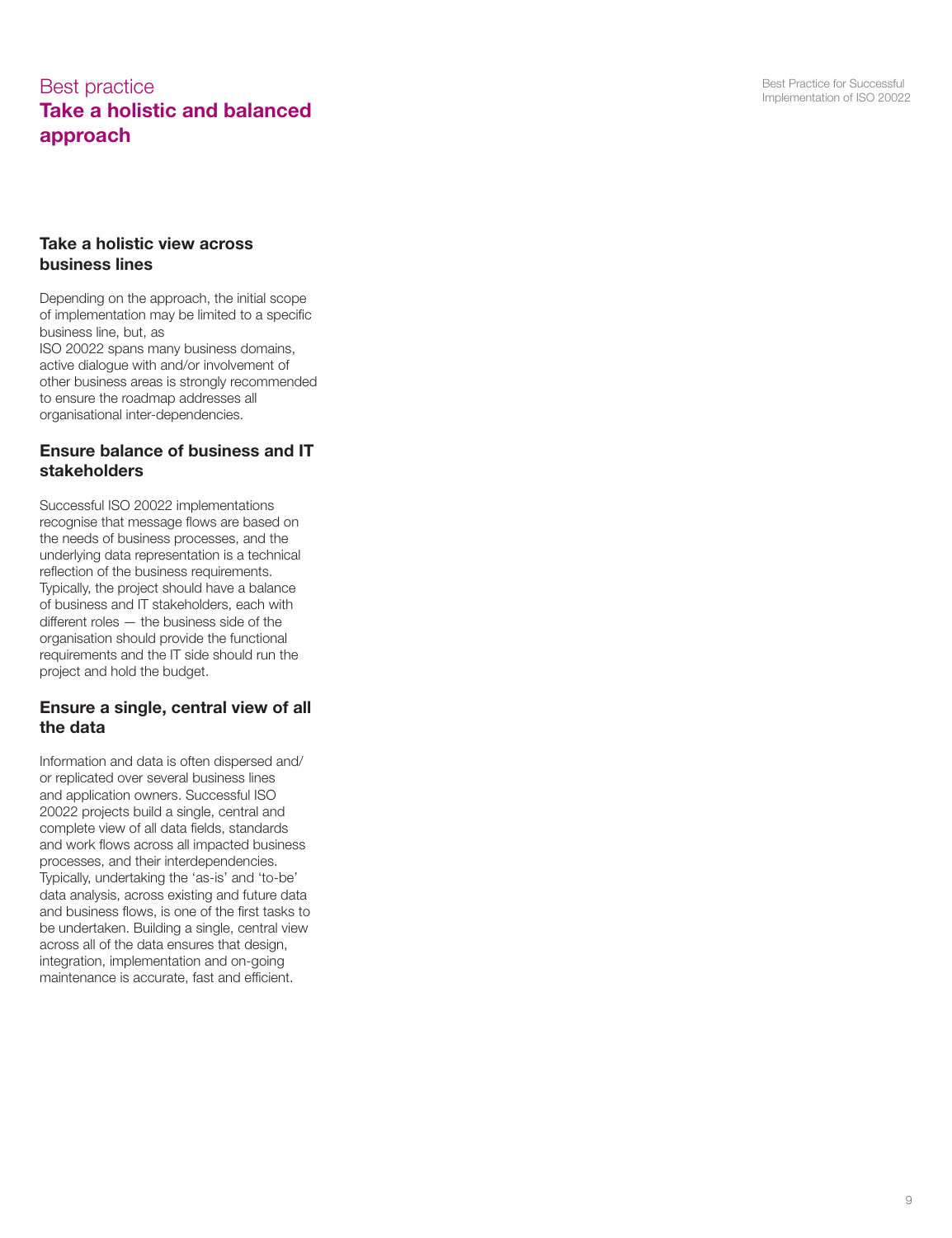# Best practice
# Take a holistic and balanced approach

## Take a holistic view across business lines

Depending on the approach, the initial scope of implementation may be limited to a specific business line, but, as ISO 20022 spans many business domains, active dialogue with and/or involvement of other business areas is strongly recommended to ensure the roadmap addresses all organisational inter-dependencies.

## Ensure balance of business and IT stakeholders

Successful ISO 20022 implementations recognise that message flows are based on the needs of business processes, and the underlying data representation is a technical reflection of the business requirements. Typically, the project should have a balance of business and IT stakeholders, each with different roles — the business side of the organisation should provide the functional requirements and the IT side should run the project and hold the budget.

## Ensure a single, central view of all the data

Information and data is often dispersed and/or replicated over several business lines and application owners. Successful ISO 20022 projects build a single, central and complete view of all data fields, standards and work flows across all impacted business processes, and their interdependencies. Typically, undertaking the 'as-is' and 'to-be' data analysis, across existing and future data and business flows, is one of the first tasks to be undertaken. Building a single, central view across all of the data ensures that design, integration, implementation and on-going maintenance is accurate, fast and efficient.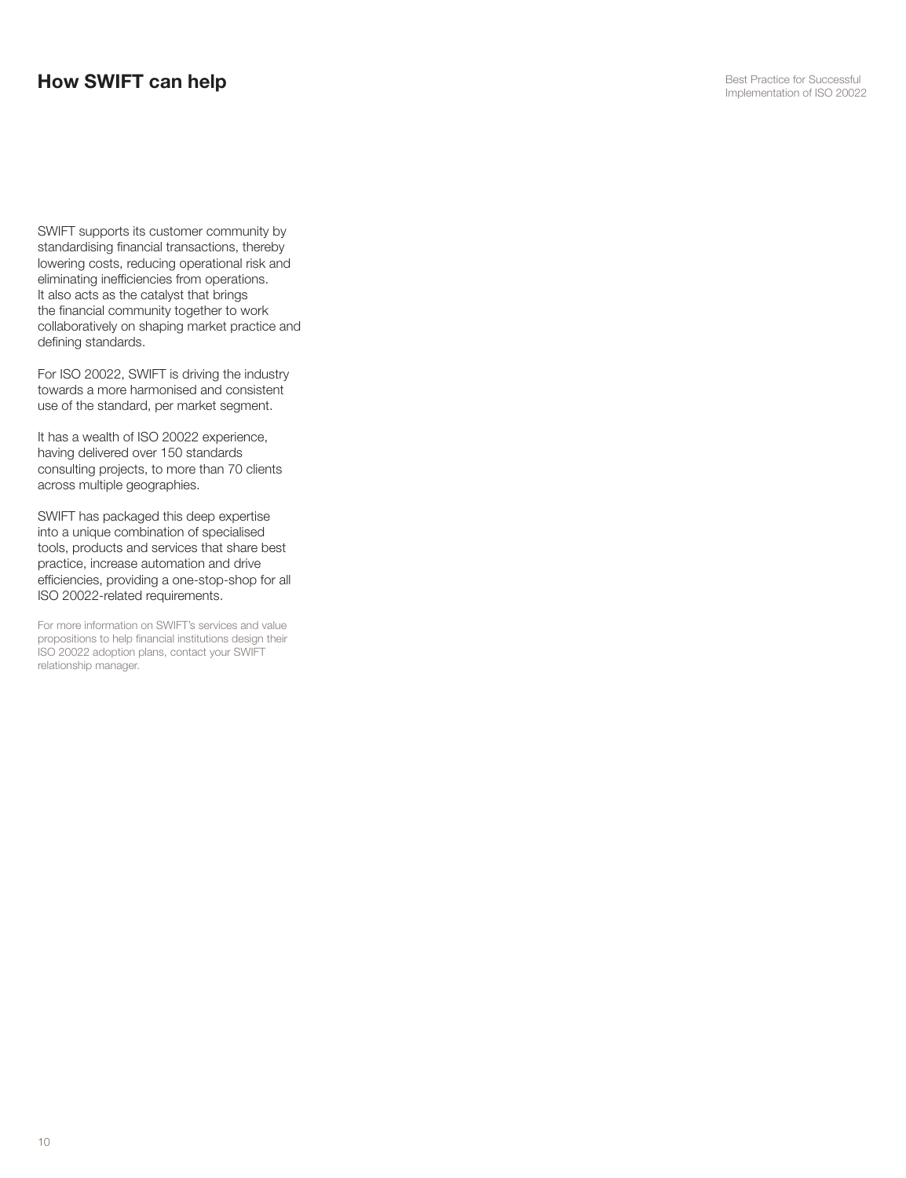## How SWIFT can help

SWIFT supports its customer community by standardising financial transactions, thereby lowering costs, reducing operational risk and eliminating inefficiencies from operations. It also acts as the catalyst that brings the financial community together to work collaboratively on shaping market practice and defining standards.

For ISO 20022, SWIFT is driving the industry towards a more harmonised and consistent use of the standard, per market segment.

It has a wealth of ISO 20022 experience, having delivered over 150 standards consulting projects, to more than 70 clients across multiple geographies.

SWIFT has packaged this deep expertise into a unique combination of specialised tools, products and services that share best practice, increase automation and drive efficiencies, providing a one-stop-shop for all ISO 20022-related requirements.

For more information on SWIFT's services and value propositions to help financial institutions design their ISO 20022 adoption plans, contact your SWIFT relationship manager.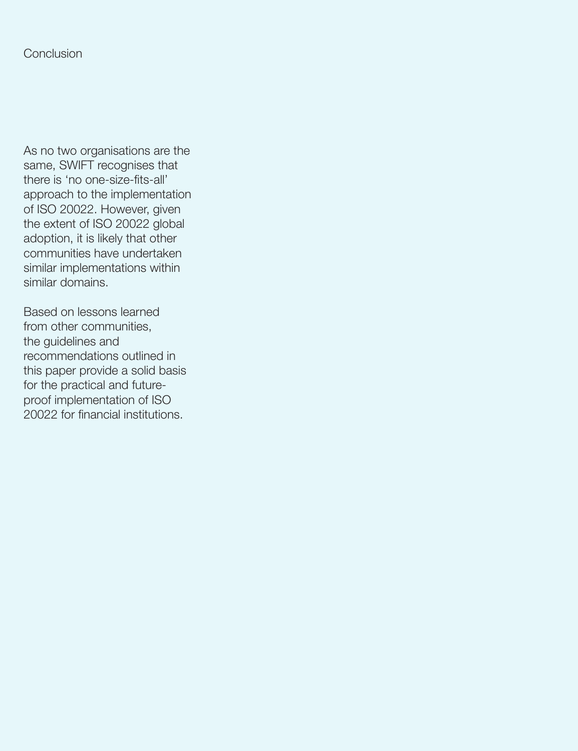# Conclusion

As no two organisations are the same, SWIFT recognises that there is 'no one-size-fits-all' approach to the implementation of ISO 20022. However, given the extent of ISO 20022 global adoption, it is likely that other communities have undertaken similar implementations within similar domains.

Based on lessons learned from other communities, the guidelines and recommendations outlined in this paper provide a solid basis for the practical and future-proof implementation of ISO 20022 for financial institutions.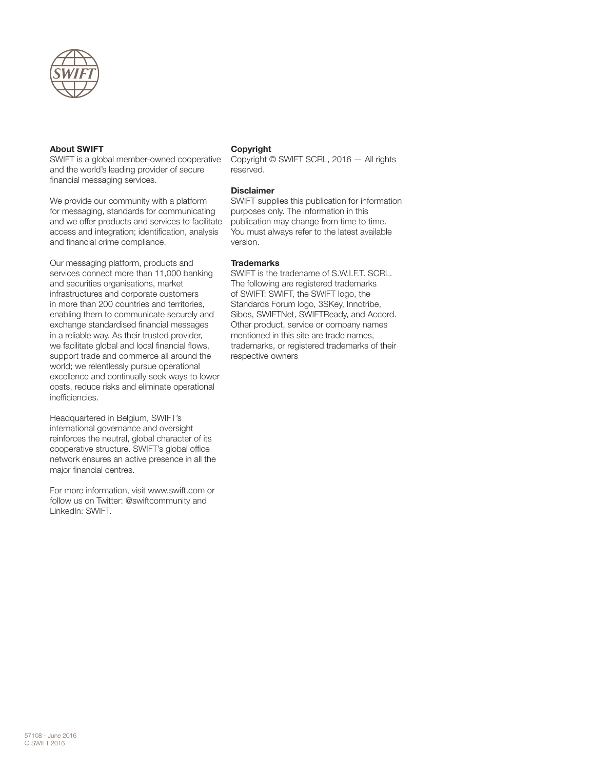**About SWIFT**

SWIFT is a global member-owned cooperative and the world's leading provider of secure financial messaging services.

We provide our community with a platform for messaging, standards for communicating and we offer products and services to facilitate access and integration; identification, analysis and financial crime compliance.

Our messaging platform, products and services connect more than 11,000 banking and securities organisations, market infrastructures and corporate customers in more than 200 countries and territories, enabling them to communicate securely and exchange standardised financial messages in a reliable way. As their trusted provider, we facilitate global and local financial flows, support trade and commerce all around the world; we relentlessly pursue operational excellence and continually seek ways to lower costs, reduce risks and eliminate operational inefficiencies.

Headquartered in Belgium, SWIFT's international governance and oversight reinforces the neutral, global character of its cooperative structure. SWIFT's global office network ensures an active presence in all the major financial centres.

For more information, visit www.swift.com or follow us on Twitter: @swiftcommunity and LinkedIn: SWIFT.

**Copyright**

Copyright © SWIFT SCRL, 2016 — All rights reserved.

**Disclaimer**

SWIFT supplies this publication for information purposes only. The information in this publication may change from time to time. You must always refer to the latest available version.

**Trademarks**

SWIFT is the tradename of S.W.I.F.T. SCRL. The following are registered trademarks of SWIFT: SWIFT, the SWIFT logo, the Standards Forum logo, 3SKey, Innotribe, Sibos, SWIFTNet, SWIFTReady, and Accord. Other product, service or company names mentioned in this site are trade names, trademarks, or registered trademarks of their respective owners

57108 - June 2016
© SWIFT 2016